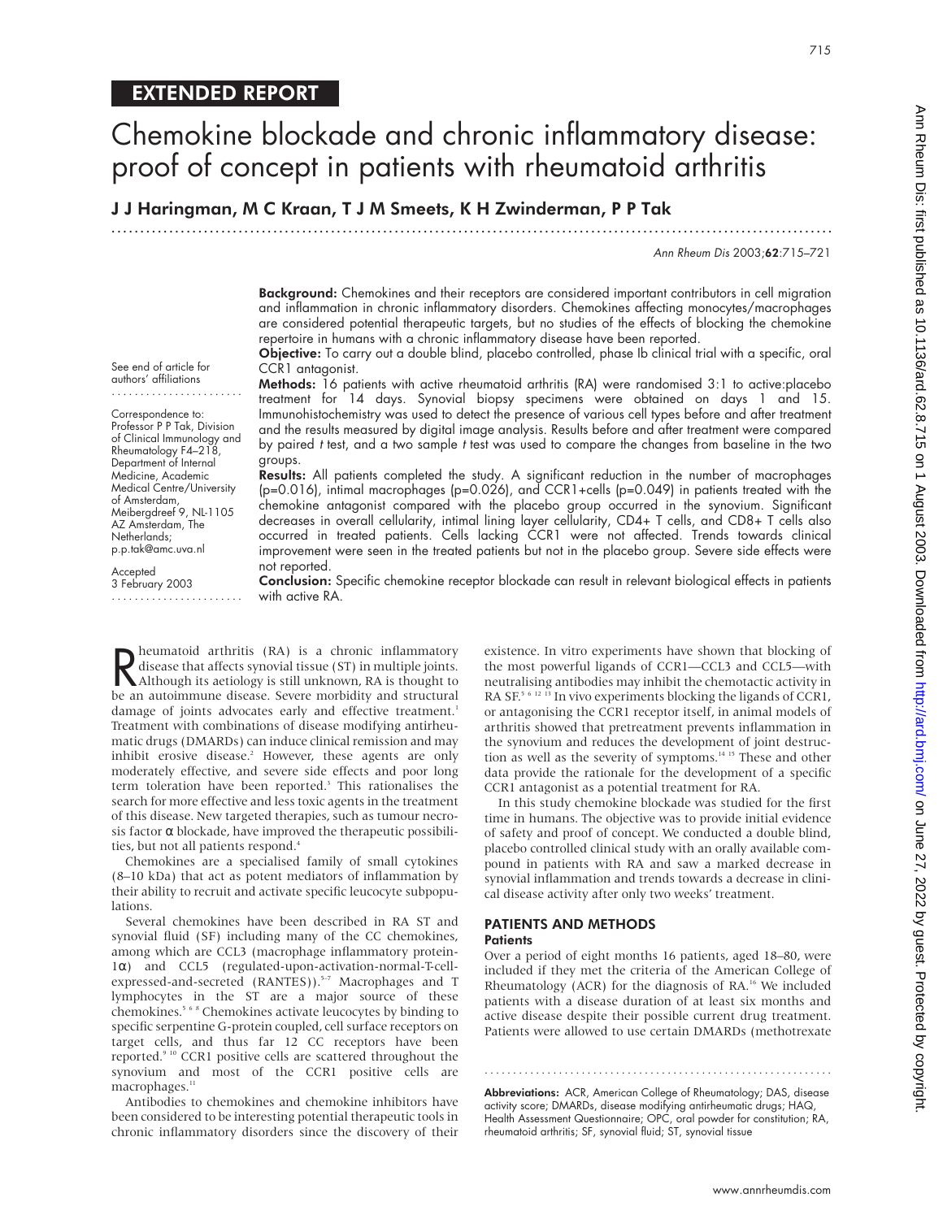EXTENDED REPORT

# Chemokine blockade and chronic inflammatory disease: proof of concept in patients with rheumatoid arthritis

**J J Haringman, M C Kraan, T J M Smeets, K H Zwinderman, P P Tak**

See end of article for authors' affiliations

Correspondence to: Professor P P Tak, Division of Clinical Immunology and Rheumatology F4–218, Department of Internal Medicine, Academic Medical Centre/University of Amsterdam, Meibergdreef 9, NL-1105 AZ Amsterdam, The Netherlands; p.p.tak@amc.uva.nl

Accepted 3 February 2003

**Background:** Chemokines and their receptors are considered important contributors in cell migration and inflammation in chronic inflammatory disorders. Chemokines affecting monocytes/macrophages are considered potential therapeutic targets, but no studies of the effects of blocking the chemokine repertoire in humans with a chronic inflammatory disease have been reported.

**Objective:** To carry out a double blind, placebo controlled, phase Ib clinical trial with a specific, oral CCR1 antagonist.

**Methods:** 16 patients with active rheumatoid arthritis (RA) were randomised 3:1 to active:placebo treatment for 14 days. Synovial biopsy specimens were obtained on days 1 and 15. Immunohistochemistry was used to detect the presence of various cell types before and after treatment and the results measured by digital image analysis. Results before and after treatment were compared by paired *t* test, and a two sample *t* test was used to compare the changes from baseline in the two groups.

**Results:** All patients completed the study. A significant reduction in the number of macrophages (p=0.016), intimal macrophages (p=0.026), and CCR1+cells (p=0.049) in patients treated with the chemokine antagonist compared with the placebo group occurred in the synovium. Significant decreases in overall cellularity, intimal lining layer cellularity, CD4+ T cells, and CD8+ T cells also occurred in treated patients. Cells lacking CCR1 were not affected. Trends towards clinical improvement were seen in the treated patients but not in the placebo group. Severe side effects were not reported.

**Conclusion:** Specific chemokine receptor blockade can result in relevant biological effects in patients with active RA.

Rheumatoid arthritis (RA) is a chronic inflammatory disease that affects synovial tissue (ST) in multiple joints. Although its aetiology is still unknown, RA is thought to be an autoimmune disease. Severe morbidity and structural damage of joints advocates early and effective treatment.[1] Treatment with combinations of disease modifying antirheumatic drugs (DMARDs) can induce clinical remission and may inhibit erosive disease.[2] However, these agents are only moderately effective, and severe side effects and poor long term toleration have been reported.[3] This rationalises the search for more effective and less toxic agents in the treatment of this disease. New targeted therapies, such as tumour necrosis factor α blockade, have improved the therapeutic possibilities, but not all patients respond.[4]

Chemokines are a specialised family of small cytokines (8–10 kDa) that act as potent mediators of inflammation by their ability to recruit and activate specific leucocyte subpopulations.

Several chemokines have been described in RA ST and synovial fluid (SF) including many of the CC chemokines, among which are CCL3 (macrophage inflammatory protein-1α) and CCL5 (regulated-upon-activation-normal-T-cell-expressed-and-secreted (RANTES)).[5–7] Macrophages and T lymphocytes in the ST are a major source of these chemokines.[5 6 8] Chemokines activate leucocytes by binding to specific serpentine G-protein coupled, cell surface receptors on target cells, and thus far 12 CC receptors have been reported.[9 10] CCR1 positive cells are scattered throughout the synovium and most of the CCR1 positive cells are macrophages.[11]

Antibodies to chemokines and chemokine inhibitors have been considered to be interesting potential therapeutic tools in chronic inflammatory disorders since the discovery of their existence. In vitro experiments have shown that blocking of the most powerful ligands of CCR1—CCL3 and CCL5—with neutralising antibodies may inhibit the chemotactic activity in RA SF.[5 6 12 13] In vivo experiments blocking the ligands of CCR1, or antagonising the CCR1 receptor itself, in animal models of arthritis showed that pretreatment prevents inflammation in the synovium and reduces the development of joint destruction as well as the severity of symptoms.[14 15] These and other data provide the rationale for the development of a specific CCR1 antagonist as a potential treatment for RA.

In this study chemokine blockade was studied for the first time in humans. The objective was to provide initial evidence of safety and proof of concept. We conducted a double blind, placebo controlled clinical study with an orally available compound in patients with RA and saw a marked decrease in synovial inflammation and trends towards a decrease in clinical disease activity after only two weeks' treatment.

## PATIENTS AND METHODS

### Patients

Over a period of eight months 16 patients, aged 18–80, were included if they met the criteria of the American College of Rheumatology (ACR) for the diagnosis of RA.[16] We included patients with a disease duration of at least six months and active disease despite their possible current drug treatment. Patients were allowed to use certain DMARDs (methotrexate

**Abbreviations:** ACR, American College of Rheumatology; DAS, disease activity score; DMARDs, disease modifying antirheumatic drugs; HAQ, Health Assessment Questionnaire; OPC, oral powder for constitution; RA, rheumatoid arthritis; SF, synovial fluid; ST, synovial tissue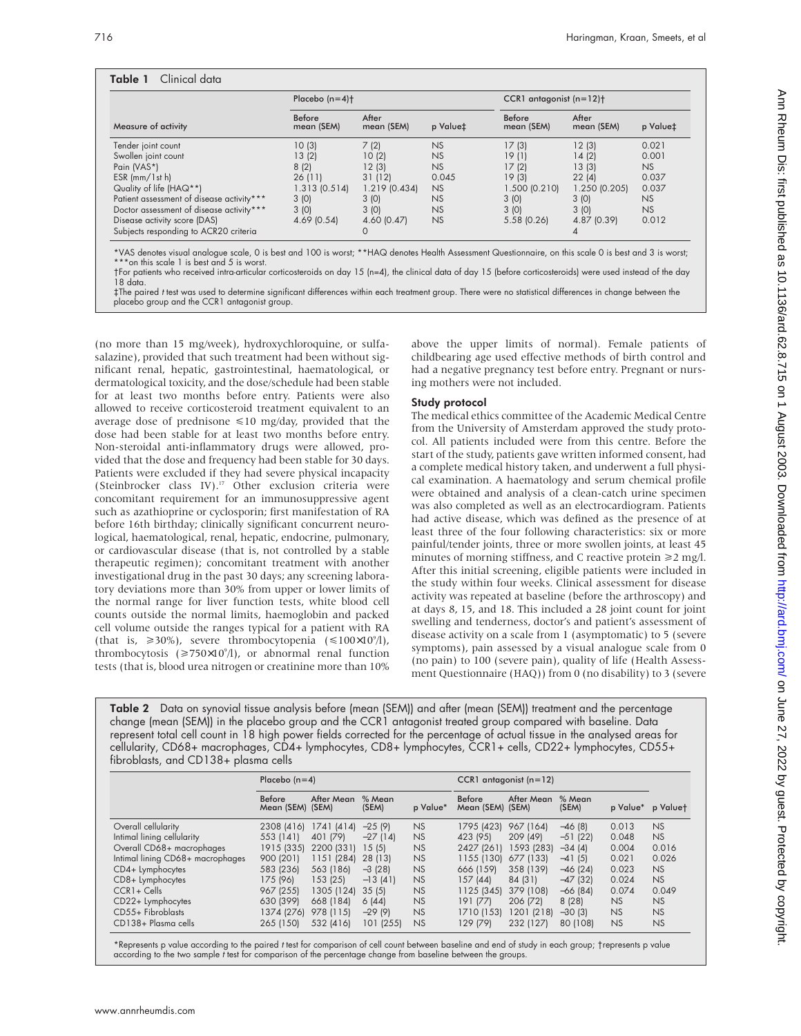**Table 1** Clinical data

| Measure of activity | Placebo (n=4)† | | | CCR1 antagonist (n=12)† | | |
|---|---|---|---|---|---|---|
| | Before mean (SEM) | After mean (SEM) | p Value‡ | Before mean (SEM) | After mean (SEM) | p Value‡ |
| Tender joint count | 10 (3) | 7 (2) | NS | 17 (3) | 12 (3) | 0.021 |
| Swollen joint count | 13 (2) | 10 (2) | NS | 19 (1) | 14 (2) | 0.001 |
| Pain (VAS*) | 8 (2) | 12 (3) | NS | 17 (2) | 13 (3) | NS |
| ESR (mm/1st h) | 26 (11) | 31 (12) | 0.045 | 19 (3) | 22 (4) | 0.037 |
| Quality of life (HAQ**) | 1.313 (0.514) | 1.219 (0.434) | NS | 1.500 (0.210) | 1.250 (0.205) | 0.037 |
| Patient assessment of disease activity*** | 3 (0) | 3 (0) | NS | 3 (0) | 3 (0) | NS |
| Doctor assessment of disease activity*** | 3 (0) | 3 (0) | NS | 3 (0) | 3 (0) | NS |
| Disease activity score (DAS) | 4.69 (0.54) | 4.60 (0.47) | NS | 5.58 (0.26) | 4.87 (0.39) | 0.012 |
| Subjects responding to ACR20 criteria | | 0 | | | 4 | |

*VAS denotes visual analogue scale, 0 is best and 100 is worst; **HAQ denotes Health Assessment Questionnaire, on this scale 0 is best and 3 is worst; ***on this scale 1 is best and 5 is worst.
†For patients who received intra-articular corticosteroids on day 15 (n=4), the clinical data of day 15 (before corticosteroids) were used instead of the day 18 data.
‡The paired *t* test was used to determine significant differences within each treatment group. There were no statistical differences in change between the placebo group and the CCR1 antagonist group.

(no more than 15 mg/week), hydroxychloroquine, or sulfasalazine), provided that such treatment had been without significant renal, hepatic, gastrointestinal, haematological, or dermatological toxicity, and the dose/schedule had been stable for at least two months before entry. Patients were also allowed to receive corticosteroid treatment equivalent to an average dose of prednisone ≤10 mg/day, provided that the dose had been stable for at least two months before entry. Non-steroidal anti-inflammatory drugs were allowed, provided that the dose and frequency had been stable for 30 days. Patients were excluded if they had severe physical incapacity (Steinbrocker class IV).[17] Other exclusion criteria were concomitant requirement for an immunosuppressive agent such as azathioprine or cyclosporin; first manifestation of RA before 16th birthday; clinically significant concurrent neurological, haematological, renal, hepatic, endocrine, pulmonary, or cardiovascular disease (that is, not controlled by a stable therapeutic regimen); concomitant treatment with another investigational drug in the past 30 days; any screening laboratory deviations more than 30% from upper or lower limits of the normal range for liver function tests, white blood cell counts outside the normal limits, haemoglobin and packed cell volume outside the ranges typical for a patient with RA (that is, ≥30%), severe thrombocytopenia (≤$100\times10^9$/l), thrombocytosis (≥$750\times10^9$/l), or abnormal renal function tests (that is, blood urea nitrogen or creatinine more than 10% above the upper limits of normal). Female patients of childbearing age used effective methods of birth control and had a negative pregnancy test before entry. Pregnant or nursing mothers were not included.

### Study protocol

The medical ethics committee of the Academic Medical Centre from the University of Amsterdam approved the study protocol. All patients included were from this centre. Before the start of the study, patients gave written informed consent, had a complete medical history taken, and underwent a full physical examination. A haematology and serum chemical profile were obtained and analysis of a clean-catch urine specimen was also completed as well as an electrocardiogram. Patients had active disease, which was defined as the presence of at least three of the four following characteristics: six or more painful/tender joints, three or more swollen joints, at least 45 minutes of morning stiffness, and C reactive protein ≥2 mg/l. After this initial screening, eligible patients were included in the study within four weeks. Clinical assessment for disease activity was repeated at baseline (before the arthroscopy) and at days 8, 15, and 18. This included a 28 joint count for joint swelling and tenderness, doctor's and patient's assessment of disease activity on a scale from 1 (asymptomatic) to 5 (severe symptoms), pain assessed by a visual analogue scale from 0 (no pain) to 100 (severe pain), quality of life (Health Assessment Questionnaire (HAQ)) from 0 (no disability) to 3 (severe

**Table 2** Data on synovial tissue analysis before (mean (SEM)) and after (mean (SEM)) treatment and the percentage change (mean (SEM)) in the placebo group and the CCR1 antagonist treated group compared with baseline. Data represent total cell count in 18 high power fields corrected for the percentage of actual tissue in the analysed areas for cellularity, CD68+ macrophages, CD4+ lymphocytes, CD8+ lymphocytes, CCR1+ cells, CD22+ lymphocytes, CD55+ fibroblasts, and CD138+ plasma cells

| | Placebo (n=4) | | | | CCR1 antagonist (n=12) | | | | |
|---|---|---|---|---|---|---|---|---|---|
| | Before Mean (SEM) | After Mean (SEM) | % Mean (SEM) | p Value* | Before Mean (SEM) | After Mean (SEM) | % Mean (SEM) | p Value* | p Value† |
| Overall cellularity | 2308 (416) | 1741 (414) | −25 (9) | NS | 1795 (423) | 967 (164) | −46 (8) | 0.013 | NS |
| Intimal lining cellularity | 553 (141) | 401 (79) | −27 (14) | NS | 423 (95) | 209 (49) | −51 (22) | 0.048 | NS |
| Overall CD68+ macrophages | 1915 (335) | 2200 (331) | 15 (5) | NS | 2427 (261) | 1593 (283) | −34 (4) | 0.004 | 0.016 |
| Intimal lining CD68+ macrophages | 900 (201) | 1151 (284) | 28 (13) | NS | 1155 (130) | 677 (133) | −41 (5) | 0.021 | 0.026 |
| CD4+ Lymphocytes | 583 (236) | 563 (186) | −3 (28) | NS | 666 (159) | 358 (139) | −46 (24) | 0.023 | NS |
| CD8+ Lymphocytes | 175 (96) | 153 (25) | −13 (41) | NS | 157 (44) | 84 (31) | −47 (32) | 0.024 | NS |
| CCR1+ Cells | 967 (255) | 1305 (124) | 35 (5) | NS | 1125 (345) | 379 (108) | −66 (84) | 0.074 | 0.049 |
| CD22+ Lymphocytes | 630 (399) | 668 (184) | 6 (44) | NS | 191 (77) | 206 (72) | 8 (28) | NS | NS |
| CD55+ Fibroblasts | 1374 (276) | 978 (115) | −29 (9) | NS | 1710 (153) | 1201 (218) | −30 (3) | NS | NS |
| CD138+ Plasma cells | 265 (150) | 532 (416) | 101 (255) | NS | 129 (79) | 232 (127) | 80 (108) | NS | NS |

*Represents p value according to the paired *t* test for comparison of cell count between baseline and end of study in each group; †represents p value according to the two sample *t* test for comparison of the percentage change from baseline between the groups.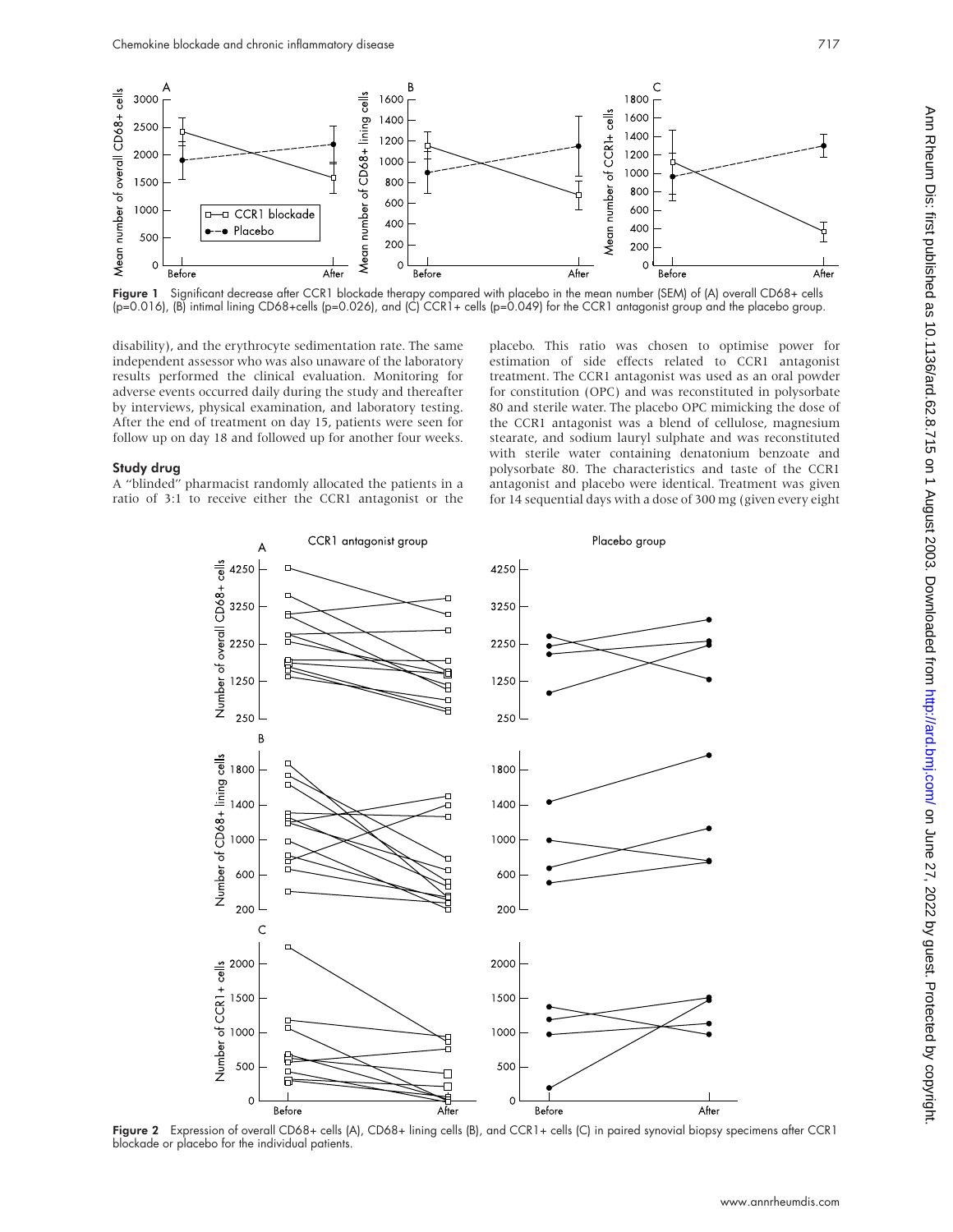Figure 1 Significant decrease after CCR1 blockade therapy compared with placebo in the mean number (SEM) of (A) overall CD68+ cells (p=0.016), (B) intimal lining CD68+cells (p=0.026), and (C) CCR1+ cells (p=0.049) for the CCR1 antagonist group and the placebo group.

disability), and the erythrocyte sedimentation rate. The same independent assessor who was also unaware of the laboratory results performed the clinical evaluation. Monitoring for adverse events occurred daily during the study and thereafter by interviews, physical examination, and laboratory testing. After the end of treatment on day 15, patients were seen for follow up on day 18 and followed up for another four weeks.

### Study drug

A "blinded" pharmacist randomly allocated the patients in a ratio of 3:1 to receive either the CCR1 antagonist or the placebo. This ratio was chosen to optimise power for estimation of side effects related to CCR1 antagonist treatment. The CCR1 antagonist was used as an oral powder for constitution (OPC) and was reconstituted in polysorbate 80 and sterile water. The placebo OPC mimicking the dose of the CCR1 antagonist was a blend of cellulose, magnesium stearate, and sodium lauryl sulphate and was reconstituted with sterile water containing denatonium benzoate and polysorbate 80. The characteristics and taste of the CCR1 antagonist and placebo were identical. Treatment was given for 14 sequential days with a dose of 300 mg (given every eight

Figure 2 Expression of overall CD68+ cells (A), CD68+ lining cells (B), and CCR1+ cells (C) in paired synovial biopsy specimens after CCR1 blockade or placebo for the individual patients.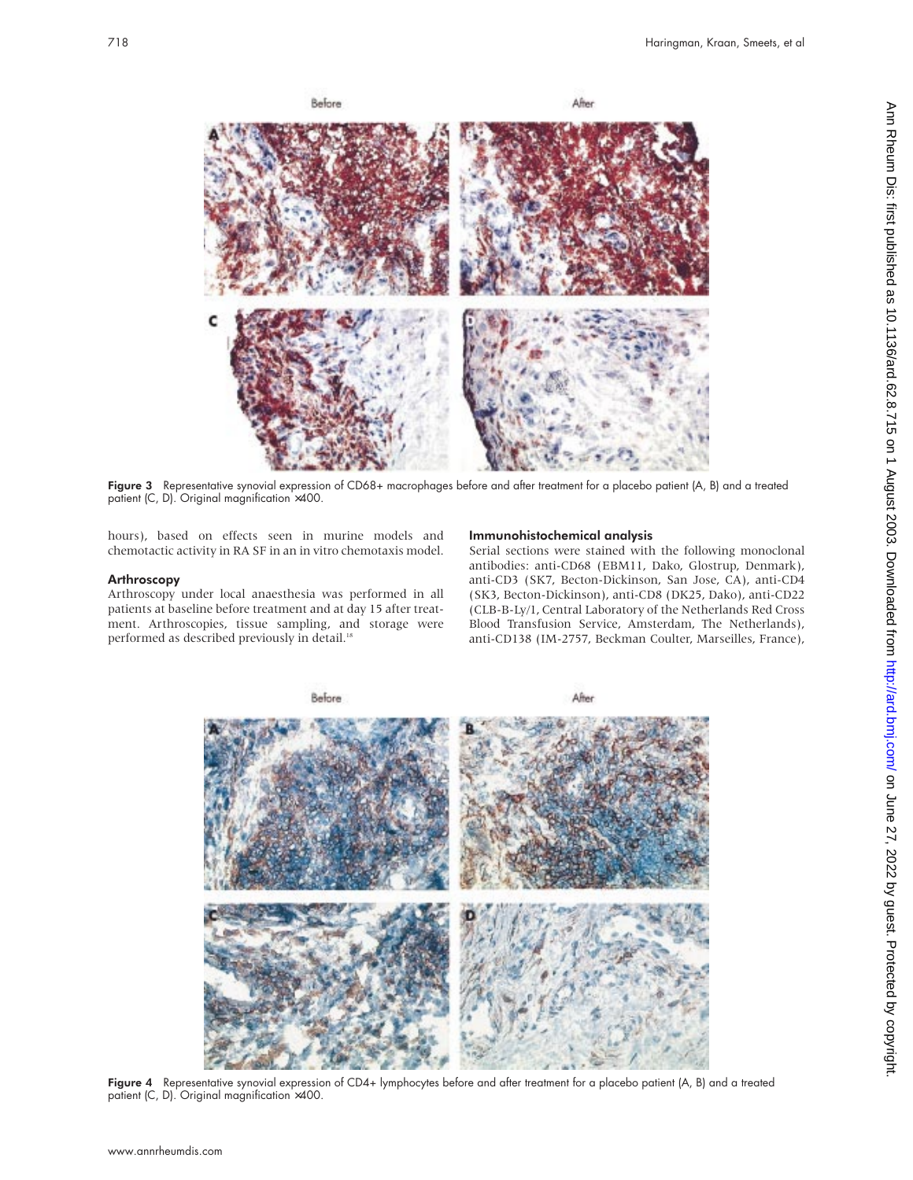Figure 3 Representative synovial expression of CD68+ macrophages before and after treatment for a placebo patient (A, B) and a treated patient (C, D). Original magnification ×400.

hours), based on effects seen in murine models and chemotactic activity in RA SF in an in vitro chemotaxis model.

### Arthroscopy

Arthroscopy under local anaesthesia was performed in all patients at baseline before treatment and at day 15 after treatment. Arthroscopies, tissue sampling, and storage were performed as described previously in detail.[18]

### Immunohistochemical analysis

Serial sections were stained with the following monoclonal antibodies: anti-CD68 (EBM11, Dako, Glostrup, Denmark), anti-CD3 (SK7, Becton-Dickinson, San Jose, CA), anti-CD4 (SK3, Becton-Dickinson), anti-CD8 (DK25, Dako), anti-CD22 (CLB-B-Ly/1, Central Laboratory of the Netherlands Red Cross Blood Transfusion Service, Amsterdam, The Netherlands), anti-CD138 (IM-2757, Beckman Coulter, Marseilles, France),

Figure 4 Representative synovial expression of CD4+ lymphocytes before and after treatment for a placebo patient (A, B) and a treated patient (C, D). Original magnification ×400.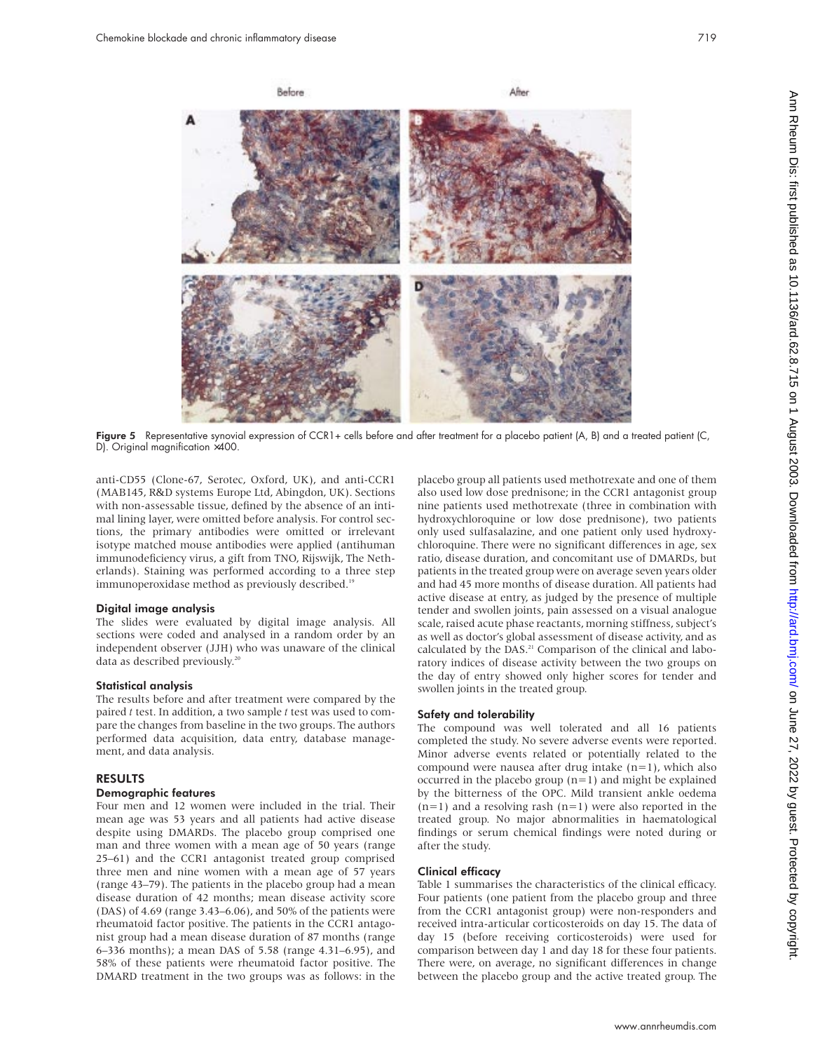Figure 5 Representative synovial expression of CCR1+ cells before and after treatment for a placebo patient (A, B) and a treated patient (C, D). Original magnification ×400.

anti-CD55 (Clone-67, Serotec, Oxford, UK), and anti-CCR1 (MAB145, R&D systems Europe Ltd, Abingdon, UK). Sections with non-assessable tissue, defined by the absence of an intimal lining layer, were omitted before analysis. For control sections, the primary antibodies were omitted or irrelevant isotype matched mouse antibodies were applied (antihuman immunodeficiency virus, a gift from TNO, Rijswijk, The Netherlands). Staining was performed according to a three step immunoperoxidase method as previously described.[19]

### Digital image analysis

The slides were evaluated by digital image analysis. All sections were coded and analysed in a random order by an independent observer (JJH) who was unaware of the clinical data as described previously.[20]

### Statistical analysis

The results before and after treatment were compared by the paired *t* test. In addition, a two sample *t* test was used to compare the changes from baseline in the two groups. The authors performed data acquisition, data entry, database management, and data analysis.

## RESULTS

### Demographic features

Four men and 12 women were included in the trial. Their mean age was 53 years and all patients had active disease despite using DMARDs. The placebo group comprised one man and three women with a mean age of 50 years (range 25–61) and the CCR1 antagonist treated group comprised three men and nine women with a mean age of 57 years (range 43–79). The patients in the placebo group had a mean disease duration of 42 months; mean disease activity score (DAS) of 4.69 (range 3.43–6.06), and 50% of the patients were rheumatoid factor positive. The patients in the CCR1 antagonist group had a mean disease duration of 87 months (range 6–336 months); a mean DAS of 5.58 (range 4.31–6.95), and 58% of these patients were rheumatoid factor positive. The DMARD treatment in the two groups was as follows: in the placebo group all patients used methotrexate and one of them also used low dose prednisone; in the CCR1 antagonist group nine patients used methotrexate (three in combination with hydroxychloroquine or low dose prednisone), two patients only used sulfasalazine, and one patient only used hydroxychloroquine. There were no significant differences in age, sex ratio, disease duration, and concomitant use of DMARDs, but patients in the treated group were on average seven years older and had 45 more months of disease duration. All patients had active disease at entry, as judged by the presence of multiple tender and swollen joints, pain assessed on a visual analogue scale, raised acute phase reactants, morning stiffness, subject's as well as doctor's global assessment of disease activity, and as calculated by the DAS.[21] Comparison of the clinical and laboratory indices of disease activity between the two groups on the day of entry showed only higher scores for tender and swollen joints in the treated group.

### Safety and tolerability

The compound was well tolerated and all 16 patients completed the study. No severe adverse events were reported. Minor adverse events related or potentially related to the compound were nausea after drug intake (n=1), which also occurred in the placebo group (n=1) and might be explained by the bitterness of the OPC. Mild transient ankle oedema (n=1) and a resolving rash (n=1) were also reported in the treated group. No major abnormalities in haematological findings or serum chemical findings were noted during or after the study.

### Clinical efficacy

Table 1 summarises the characteristics of the clinical efficacy. Four patients (one patient from the placebo group and three from the CCR1 antagonist group) were non-responders and received intra-articular corticosteroids on day 15. The data of day 15 (before receiving corticosteroids) were used for comparison between day 1 and day 18 for these four patients. There were, on average, no significant differences in change between the placebo group and the active treated group. The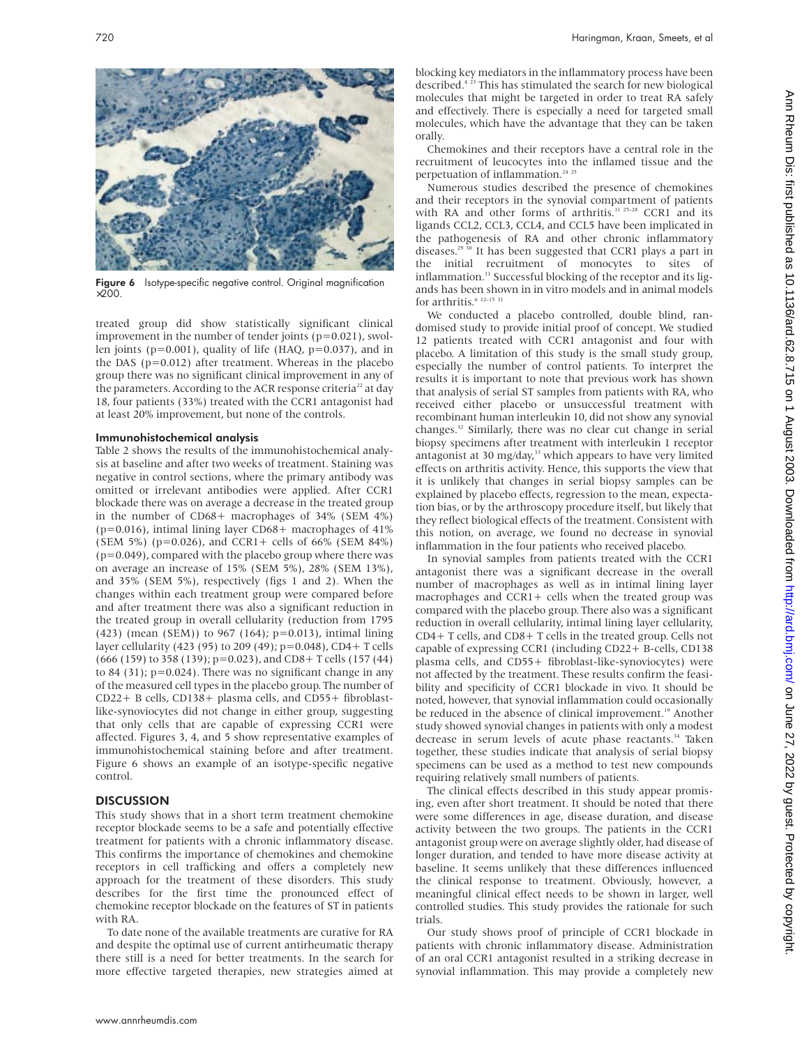Figure 6 Isotype-specific negative control. Original magnification ×200.

treated group did show statistically significant clinical improvement in the number of tender joints (p=0.021), swollen joints (p=0.001), quality of life (HAQ, p=0.037), and in the DAS (p=0.012) after treatment. Whereas in the placebo group there was no significant clinical improvement in any of the parameters. According to the ACR response criteria[22] at day 18, four patients (33%) treated with the CCR1 antagonist had at least 20% improvement, but none of the controls.

### Immunohistochemical analysis

Table 2 shows the results of the immunohistochemical analysis at baseline and after two weeks of treatment. Staining was negative in control sections, where the primary antibody was omitted or irrelevant antibodies were applied. After CCR1 blockade there was on average a decrease in the treated group in the number of CD68+ macrophages of 34% (SEM 4%) (p=0.016), intimal lining layer CD68+ macrophages of 41% (SEM 5%) (p=0.026), and CCR1+ cells of 66% (SEM 84%) (p=0.049), compared with the placebo group where there was on average an increase of 15% (SEM 5%), 28% (SEM 13%), and 35% (SEM 5%), respectively (figs 1 and 2). When the changes within each treatment group were compared before and after treatment there was also a significant reduction in the treated group in overall cellularity (reduction from 1795 (423) (mean (SEM)) to 967 (164); p=0.013), intimal lining layer cellularity (423 (95) to 209 (49); p=0.048), CD4+ T cells (666 (159) to 358 (139); p=0.023), and CD8+ T cells (157 (44) to 84 (31); p=0.024). There was no significant change in any of the measured cell types in the placebo group. The number of CD22+ B cells, CD138+ plasma cells, and CD55+ fibroblast-like-synoviocytes did not change in either group, suggesting that only cells that are capable of expressing CCR1 were affected. Figures 3, 4, and 5 show representative examples of immunohistochemical staining before and after treatment. Figure 6 shows an example of an isotype-specific negative control.

## DISCUSSION

This study shows that in a short term treatment chemokine receptor blockade seems to be a safe and potentially effective treatment for patients with a chronic inflammatory disease. This confirms the importance of chemokines and chemokine receptors in cell trafficking and offers a completely new approach for the treatment of these disorders. This study describes for the first time the pronounced effect of chemokine receptor blockade on the features of ST in patients with RA.

To date none of the available treatments are curative for RA and despite the optimal use of current antirheumatic therapy there still is a need for better treatments. In the search for more effective targeted therapies, new strategies aimed at blocking key mediators in the inflammatory process have been described.[4 23] This has stimulated the search for new biological molecules that might be targeted in order to treat RA safely and effectively. There is especially a need for targeted small molecules, which have the advantage that they can be taken orally.

Chemokines and their receptors have a central role in the recruitment of leucocytes into the inflamed tissue and the perpetuation of inflammation.[24 25]

Numerous studies described the presence of chemokines and their receptors in the synovial compartment of patients with RA and other forms of arthritis.[11 25–28] CCR1 and its ligands CCL2, CCL3, CCL4, and CCL5 have been implicated in the pathogenesis of RA and other chronic inflammatory diseases.[29 30] It has been suggested that CCR1 plays a part in the initial recruitment of monocytes to sites of inflammation.[11] Successful blocking of the receptor and its ligands has been shown in in vitro models and in animal models for arthritis.[6 12–15 31]

We conducted a placebo controlled, double blind, randomised study to provide initial proof of concept. We studied 12 patients treated with CCR1 antagonist and four with placebo. A limitation of this study is the small study group, especially the number of control patients. To interpret the results it is important to note that previous work has shown that analysis of serial ST samples from patients with RA, who received either placebo or unsuccessful treatment with recombinant human interleukin 10, did not show any synovial changes.[32] Similarly, there was no clear cut change in serial biopsy specimens after treatment with interleukin 1 receptor antagonist at 30 mg/day,[33] which appears to have very limited effects on arthritis activity. Hence, this supports the view that it is unlikely that changes in serial biopsy samples can be explained by placebo effects, regression to the mean, expectation bias, or by the arthroscopy procedure itself, but likely that they reflect biological effects of the treatment. Consistent with this notion, on average, we found no decrease in synovial inflammation in the four patients who received placebo.

In synovial samples from patients treated with the CCR1 antagonist there was a significant decrease in the overall number of macrophages as well as in intimal lining layer macrophages and CCR1+ cells when the treated group was compared with the placebo group. There also was a significant reduction in overall cellularity, intimal lining layer cellularity, CD4+ T cells, and CD8+ T cells in the treated group. Cells not capable of expressing CCR1 (including CD22+ B-cells, CD138 plasma cells, and CD55+ fibroblast-like-synoviocytes) were not affected by the treatment. These results confirm the feasibility and specificity of CCR1 blockade in vivo. It should be noted, however, that synovial inflammation could occasionally be reduced in the absence of clinical improvement.[19] Another study showed synovial changes in patients with only a modest decrease in serum levels of acute phase reactants.[34] Taken together, these studies indicate that analysis of serial biopsy specimens can be used as a method to test new compounds requiring relatively small numbers of patients.

The clinical effects described in this study appear promising, even after short treatment. It should be noted that there were some differences in age, disease duration, and disease activity between the two groups. The patients in the CCR1 antagonist group were on average slightly older, had disease of longer duration, and tended to have more disease activity at baseline. It seems unlikely that these differences influenced the clinical response to treatment. Obviously, however, a meaningful clinical effect needs to be shown in larger, well controlled studies. This study provides the rationale for such trials.

Our study shows proof of principle of CCR1 blockade in patients with chronic inflammatory disease. Administration of an oral CCR1 antagonist resulted in a striking decrease in synovial inflammation. This may provide a completely new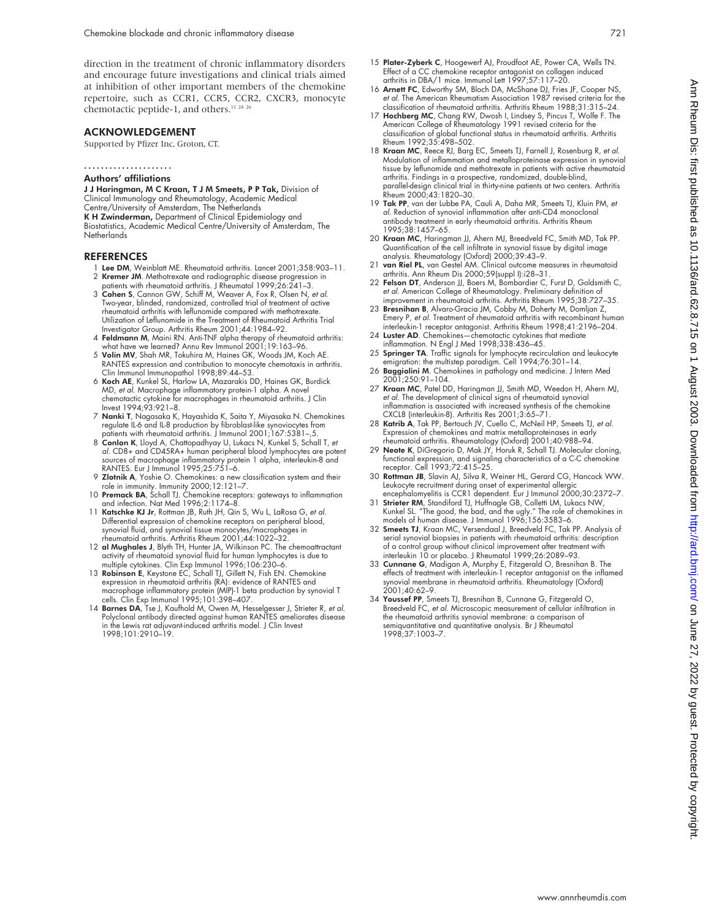direction in the treatment of chronic inflammatory disorders and encourage future investigations and clinical trials aimed at inhibition of other important members of the chemokine repertoire, such as CCR1, CCR5, CCR2, CXCR3, monocyte chemotactic peptide-1, and others.[11 24 26]

## ACKNOWLEDGEMENT

Supported by Pfizer Inc, Groton, CT.

### Authors' affiliations

**J J Haringman, M C Kraan, T J M Smeets, P P Tak,** Division of Clinical Immunology and Rheumatology, Academic Medical Centre/University of Amsterdam, The Netherlands
**K H Zwinderman,** Department of Clinical Epidemiology and Biostatistics, Academic Medical Centre/University of Amsterdam, The Netherlands

## REFERENCES

1. **Lee DM**, Weinblatt ME. Rheumatoid arthritis. Lancet 2001;358:903–11.
2. **Kremer JM**. Methotrexate and radiographic disease progression in patients with rheumatoid arthritis. J Rheumatol 1999;26:241–3.
3. **Cohen S**, Cannon GW, Schiff M, Weaver A, Fox R, Olsen N, *et al.* Two-year, blinded, randomized, controlled trial of treatment of active rheumatoid arthritis with leflunomide compared with methotrexate. Utilization of Leflunomide in the Treatment of Rheumatoid Arthritis Trial Investigator Group. Arthritis Rheum 2001;44:1984–92.
4. **Feldmann M**, Maini RN. Anti-TNF alpha therapy of rheumatoid arthritis: what have we learned? Annu Rev Immunol 2001;19:163–96.
5. **Volin MV**, Shah MR, Tokuhira M, Haines GK, Woods JM, Koch AE. RANTES expression and contribution to monocyte chemotaxis in arthritis. Clin Immunol Immunopathol 1998;89:44–53.
6. **Koch AE**, Kunkel SL, Harlow LA, Mazarakis DD, Haines GK, Burdick MD, *et al.* Macrophage inflammatory protein-1 alpha. A novel chemotactic cytokine for macrophages in rheumatoid arthritis. J Clin Invest 1994;93:921–8.
7. **Nanki T**, Nagasaka K, Hayashida K, Saita Y, Miyasaka N. Chemokines regulate IL-6 and IL-8 production by fibroblast-like synoviocytes from patients with rheumatoid arthritis. J Immunol 2001;167:5381–,5.
8. **Conlon K**, Lloyd A, Chattopadhyay U, Lukacs N, Kunkel S, Schall T, *et al.* CD8+ and CD45RA+ human peripheral blood lymphocytes are potent sources of macrophage inflammatory protein 1 alpha, interleukin-8 and RANTES. Eur J Immunol 1995;25:751–6.
9. **Zlotnik A**, Yoshie O. Chemokines: a new classification system and their role in immunity. Immunity 2000;12:121–7.
10. **Premack BA**, Schall TJ. Chemokine receptors: gateways to inflammation and infection. Nat Med 1996;2:1174–8.
11. **Katschke KJ Jr**, Rottman JB, Ruth JH, Qin S, Wu L, LaRosa G, *et al.* Differential expression of chemokine receptors on peripheral blood, synovial fluid, and synovial tissue monocytes/macrophages in rheumatoid arthritis. Arthritis Rheum 2001;44:1022–32.
12. **al Mughales J**, Blyth TH, Hunter JA, Wilkinson PC. The chemoattractant activity of rheumatoid synovial fluid for human lymphocytes is due to multiple cytokines. Clin Exp Immunol 1996;106:230–6.
13. **Robinson E**, Keystone EC, Schall TJ, Gillett N, Fish EN. Chemokine expression in rheumatoid arthritis (RA): evidence of RANTES and macrophage inflammatory protein (MIP)-1 beta production by synovial T cells. Clin Exp Immunol 1995;101:398–407.
14. **Barnes DA**, Tse J, Kaufhold M, Owen M, Hesselgesser J, Strieter R, *et al.* Polyclonal antibody directed against human RANTES ameliorates disease in the Lewis rat adjuvant-induced arthritis model. J Clin Invest 1998;101:2910–19.
15. **Plater-Zyberk C**, Hoogewerf AJ, Proudfoot AE, Power CA, Wells TN. Effect of a CC chemokine receptor antagonist on collagen induced arthritis in DBA/1 mice. Immunol Lett 1997;57:117–20.
16. **Arnett FC**, Edworthy SM, Bloch DA, McShane DJ, Fries JF, Cooper NS, *et al.* The American Rheumatism Association 1987 revised criteria for the classification of rheumatoid arthritis. Arthritis Rheum 1988;31:315–24.
17. **Hochberg MC**, Chang RW, Dwosh I, Lindsey S, Pincus T, Wolfe F. The American College of Rheumatology 1991 revised criteria for the classification of global functional status in rheumatoid arthritis. Arthritis Rheum 1992;35:498–502.
18. **Kraan MC**, Reece RJ, Barg EC, Smeets TJ, Farnell J, Rosenburg R, *et al.* Modulation of inflammation and metalloproteinase expression in synovial tissue by leflunomide and methotrexate in patients with active rheumatoid arthritis. Findings in a prospective, randomized, double-blind, parallel-design clinical trial in thirty-nine patients at two centers. Arthritis Rheum 2000;43:1820–30.
19. **Tak PP**, van der Lubbe PA, Cauli A, Daha MR, Smeets TJ, Kluin PM, *et al.* Reduction of synovial inflammation after anti-CD4 monoclonal antibody treatment in early rheumatoid arthritis. Arthritis Rheum 1995;38:1457–65.
20. **Kraan MC**, Haringman JJ, Ahern MJ, Breedveld FC, Smith MD, Tak PP. Quantification of the cell infiltrate in synovial tissue by digital image analysis. Rheumatology (Oxford) 2000;39:43–9.
21. **van Riel PL**, van Gestel AM. Clinical outcome measures in rheumatoid arthritis. Ann Rheum Dis 2000;59(suppl I):i28–31.
22. **Felson DT**, Anderson JJ, Boers M, Bombardier C, Furst D, Goldsmith C, *et al.* American College of Rheumatology. Preliminary definition of improvement in rheumatoid arthritis. Arthritis Rheum 1995;38:727–35.
23. **Bresnihan B**, Alvaro-Gracia JM, Cobby M, Doherty M, Domljan Z, Emery P, *et al.* Treatment of rheumatoid arthritis with recombinant human interleukin-1 receptor antagonist. Arthritis Rheum 1998;41:2196–204.
24. **Luster AD**. Chemokines—chemotactic cytokines that mediate inflammation. N Engl J Med 1998;338:436–45.
25. **Springer TA**. Traffic signals for lymphocyte recirculation and leukocyte emigration: the multistep paradigm. Cell 1994;76:301–14.
26. **Baggiolini M**. Chemokines in pathology and medicine. J Intern Med 2001;250:91–104.
27. **Kraan MC**, Patel DD, Haringman JJ, Smith MD, Weedon H, Ahern MJ, *et al.* The development of clinical signs of rheumatoid synovial inflammation is associated with increased synthesis of the chemokine CXCL8 (interleukin-8). Arthritis Res 2001;3:65–71.
28. **Katrib A**, Tak PP, Bertouch JV, Cuello C, McNeil HP, Smeets TJ, *et al.* Expression of chemokines and matrix metalloproteinases in early rheumatoid arthritis. Rheumatology (Oxford) 2001;40:988–94.
29. **Neote K**, DiGregorio D, Mak JY, Horuk R, Schall TJ. Molecular cloning, functional expression, and signaling characteristics of a C-C chemokine receptor. Cell 1993;72:415–25.
30. **Rottman JB**, Slavin AJ, Silva R, Weiner HL, Gerard CG, Hancock WW. Leukocyte recruitment during onset of experimental allergic encephalomyelitis is CCR1 dependent. Eur J Immunol 2000;30:2372–7.
31. **Strieter RM**, Standiford TJ, Huffnagle GB, Colletti LM, Lukacs NW, Kunkel SL. "The good, the bad, and the ugly." The role of chemokines in models of human disease. J Immunol 1996;156:3583–6.
32. **Smeets TJ**, Kraan MC, Versendaal J, Breedveld FC, Tak PP. Analysis of serial synovial biopsies in patients with rheumatoid arthritis: description of a control group without clinical improvement after treatment with interleukin 10 or placebo. J Rheumatol 1999;26:2089–93.
33. **Cunnane G**, Madigan A, Murphy E, Fitzgerald O, Bresnihan B. The effects of treatment with interleukin-1 receptor antagonist on the inflamed synovial membrane in rheumatoid arthritis. Rheumatology (Oxford) 2001;40:62–9.
34. **Youssef PP**, Smeets TJ, Bresnihan B, Cunnane G, Fitzgerald O, Breedveld FC, *et al.* Microscopic measurement of cellular infiltration in the rheumatoid arthritis synovial membrane: a comparison of semiquantitative and quantitative analysis. Br J Rheumatol 1998;37:1003–7.